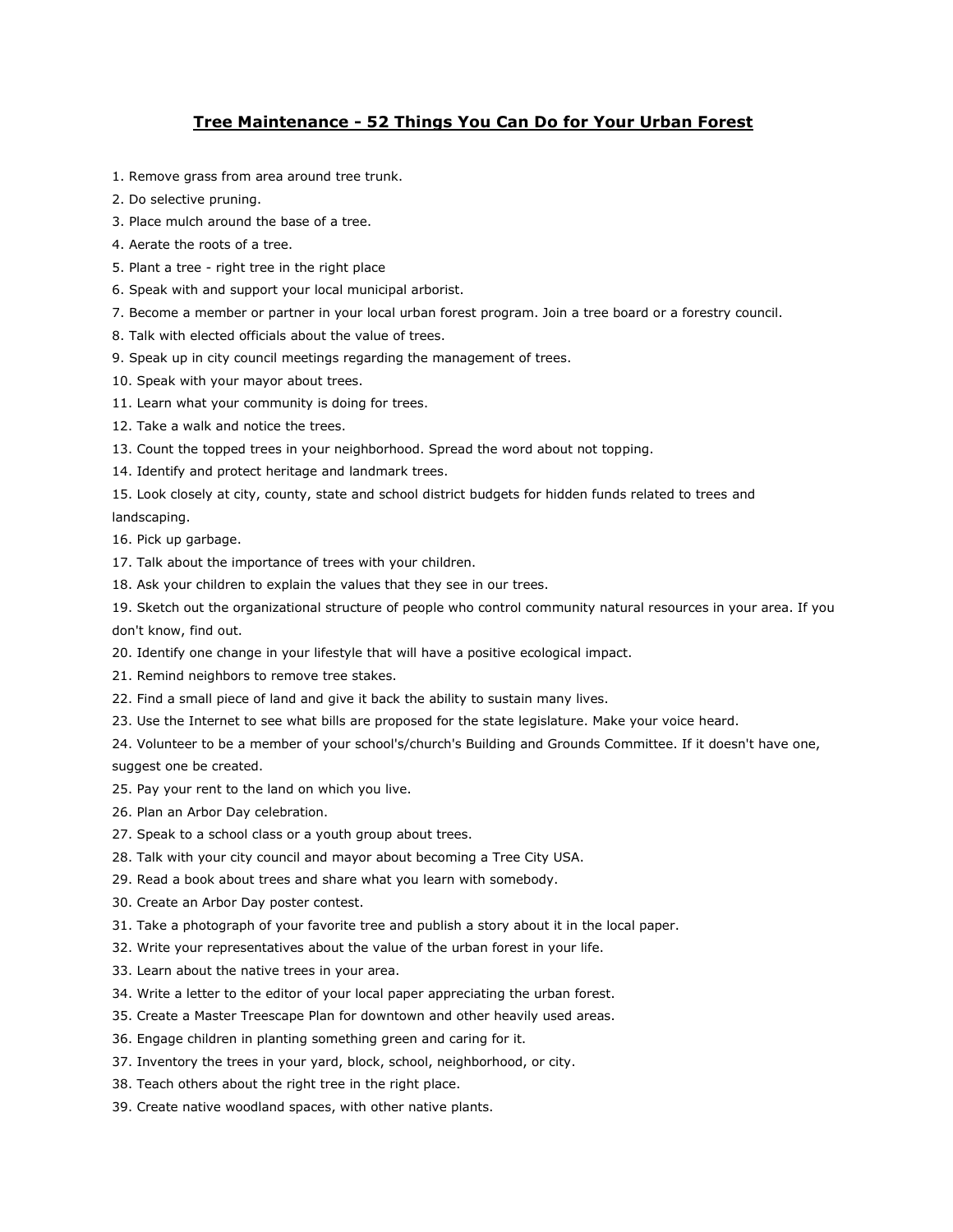# Tree Maintenance - 52 Things You Can Do for Your Urban Forest

1. Remove grass from area around tree trunk.
2. Do selective pruning.
3. Place mulch around the base of a tree.
4. Aerate the roots of a tree.
5. Plant a tree - right tree in the right place
6. Speak with and support your local municipal arborist.
7. Become a member or partner in your local urban forest program. Join a tree board or a forestry council.
8. Talk with elected officials about the value of trees.
9. Speak up in city council meetings regarding the management of trees.
10. Speak with your mayor about trees.
11. Learn what your community is doing for trees.
12. Take a walk and notice the trees.
13. Count the topped trees in your neighborhood. Spread the word about not topping.
14. Identify and protect heritage and landmark trees.
15. Look closely at city, county, state and school district budgets for hidden funds related to trees and landscaping.
16. Pick up garbage.
17. Talk about the importance of trees with your children.
18. Ask your children to explain the values that they see in our trees.
19. Sketch out the organizational structure of people who control community natural resources in your area. If you don't know, find out.
20. Identify one change in your lifestyle that will have a positive ecological impact.
21. Remind neighbors to remove tree stakes.
22. Find a small piece of land and give it back the ability to sustain many lives.
23. Use the Internet to see what bills are proposed for the state legislature. Make your voice heard.
24. Volunteer to be a member of your school's/church's Building and Grounds Committee. If it doesn't have one, suggest one be created.
25. Pay your rent to the land on which you live.
26. Plan an Arbor Day celebration.
27. Speak to a school class or a youth group about trees.
28. Talk with your city council and mayor about becoming a Tree City USA.
29. Read a book about trees and share what you learn with somebody.
30. Create an Arbor Day poster contest.
31. Take a photograph of your favorite tree and publish a story about it in the local paper.
32. Write your representatives about the value of the urban forest in your life.
33. Learn about the native trees in your area.
34. Write a letter to the editor of your local paper appreciating the urban forest.
35. Create a Master Treescape Plan for downtown and other heavily used areas.
36. Engage children in planting something green and caring for it.
37. Inventory the trees in your yard, block, school, neighborhood, or city.
38. Teach others about the right tree in the right place.
39. Create native woodland spaces, with other native plants.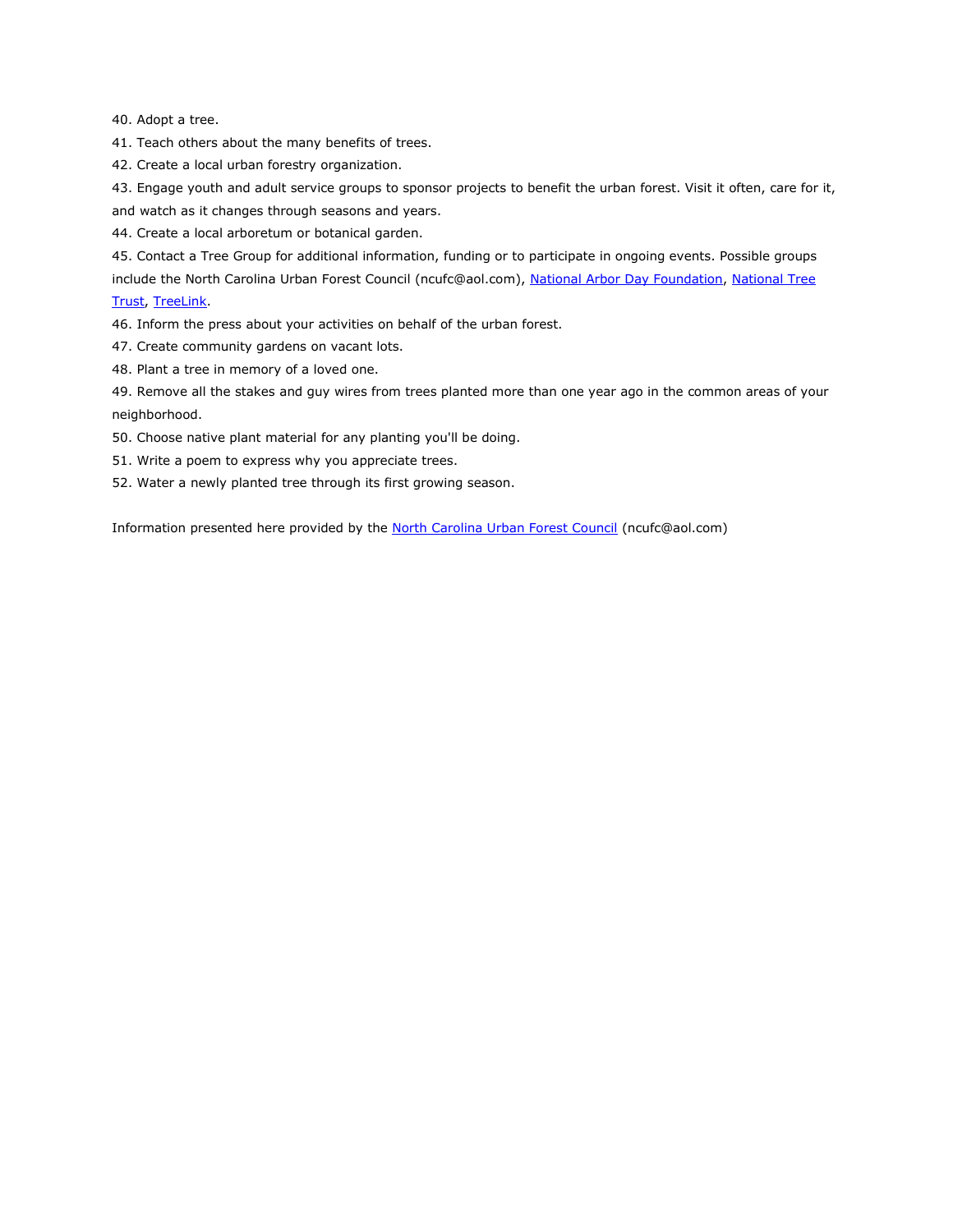40. Adopt a tree.

41. Teach others about the many benefits of trees.

42. Create a local urban forestry organization.

43. Engage youth and adult service groups to sponsor projects to benefit the urban forest. Visit it often, care for it, and watch as it changes through seasons and years.

44. Create a local arboretum or botanical garden.

45. Contact a Tree Group for additional information, funding or to participate in ongoing events. Possible groups include the North Carolina Urban Forest Council (ncufc@aol.com), National Arbor Day Foundation, National Tree Trust, TreeLink.

46. Inform the press about your activities on behalf of the urban forest.

47. Create community gardens on vacant lots.

48. Plant a tree in memory of a loved one.

49. Remove all the stakes and guy wires from trees planted more than one year ago in the common areas of your neighborhood.

50. Choose native plant material for any planting you'll be doing.

51. Write a poem to express why you appreciate trees.

52. Water a newly planted tree through its first growing season.

Information presented here provided by the North Carolina Urban Forest Council (ncufc@aol.com)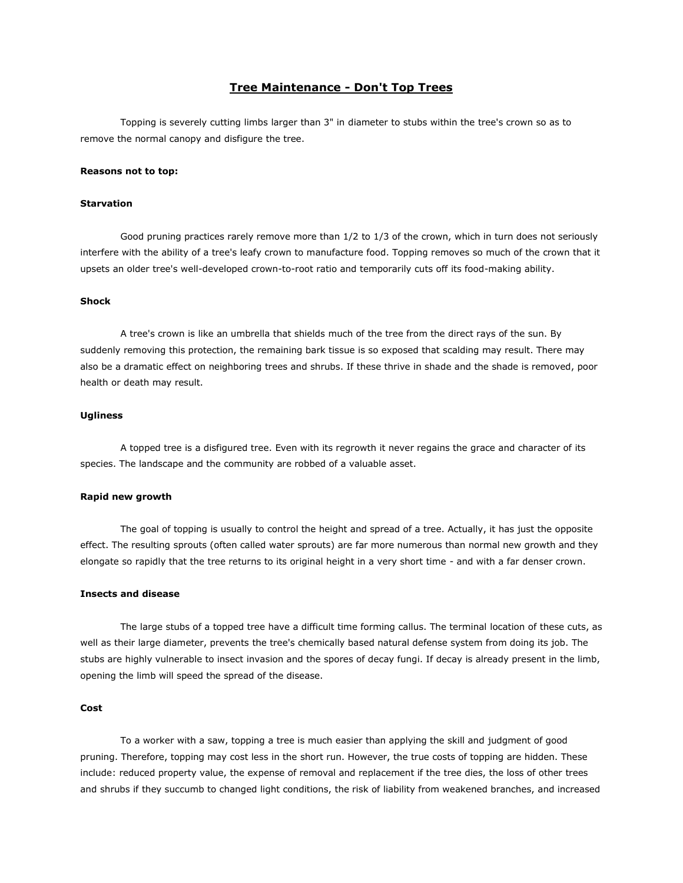# Tree Maintenance - Don't Top Trees

Topping is severely cutting limbs larger than 3" in diameter to stubs within the tree's crown so as to remove the normal canopy and disfigure the tree.

**Reasons not to top:**

**Starvation**

Good pruning practices rarely remove more than 1/2 to 1/3 of the crown, which in turn does not seriously interfere with the ability of a tree's leafy crown to manufacture food. Topping removes so much of the crown that it upsets an older tree's well-developed crown-to-root ratio and temporarily cuts off its food-making ability.

**Shock**

A tree's crown is like an umbrella that shields much of the tree from the direct rays of the sun. By suddenly removing this protection, the remaining bark tissue is so exposed that scalding may result. There may also be a dramatic effect on neighboring trees and shrubs. If these thrive in shade and the shade is removed, poor health or death may result.

**Ugliness**

A topped tree is a disfigured tree. Even with its regrowth it never regains the grace and character of its species. The landscape and the community are robbed of a valuable asset.

**Rapid new growth**

The goal of topping is usually to control the height and spread of a tree. Actually, it has just the opposite effect. The resulting sprouts (often called water sprouts) are far more numerous than normal new growth and they elongate so rapidly that the tree returns to its original height in a very short time - and with a far denser crown.

**Insects and disease**

The large stubs of a topped tree have a difficult time forming callus. The terminal location of these cuts, as well as their large diameter, prevents the tree's chemically based natural defense system from doing its job. The stubs are highly vulnerable to insect invasion and the spores of decay fungi. If decay is already present in the limb, opening the limb will speed the spread of the disease.

**Cost**

To a worker with a saw, topping a tree is much easier than applying the skill and judgment of good pruning. Therefore, topping may cost less in the short run. However, the true costs of topping are hidden. These include: reduced property value, the expense of removal and replacement if the tree dies, the loss of other trees and shrubs if they succumb to changed light conditions, the risk of liability from weakened branches, and increased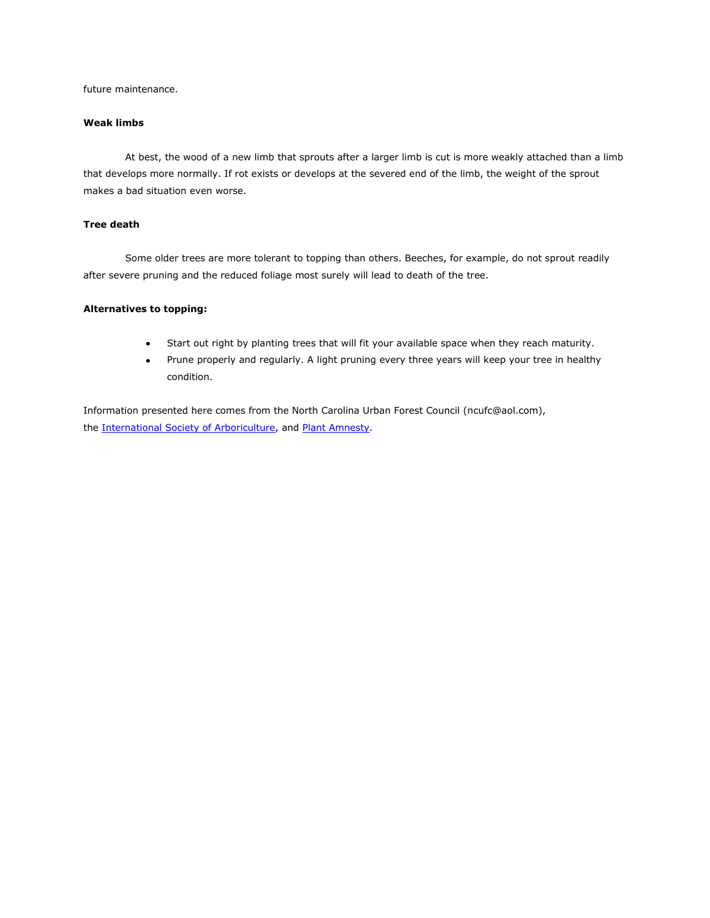future maintenance.

**Weak limbs**

At best, the wood of a new limb that sprouts after a larger limb is cut is more weakly attached than a limb that develops more normally. If rot exists or develops at the severed end of the limb, the weight of the sprout makes a bad situation even worse.

**Tree death**

Some older trees are more tolerant to topping than others. Beeches, for example, do not sprout readily after severe pruning and the reduced foliage most surely will lead to death of the tree.

**Alternatives to topping:**

- Start out right by planting trees that will fit your available space when they reach maturity.
- Prune properly and regularly. A light pruning every three years will keep your tree in healthy condition.

Information presented here comes from the North Carolina Urban Forest Council (ncufc@aol.com), the International Society of Arboriculture, and Plant Amnesty.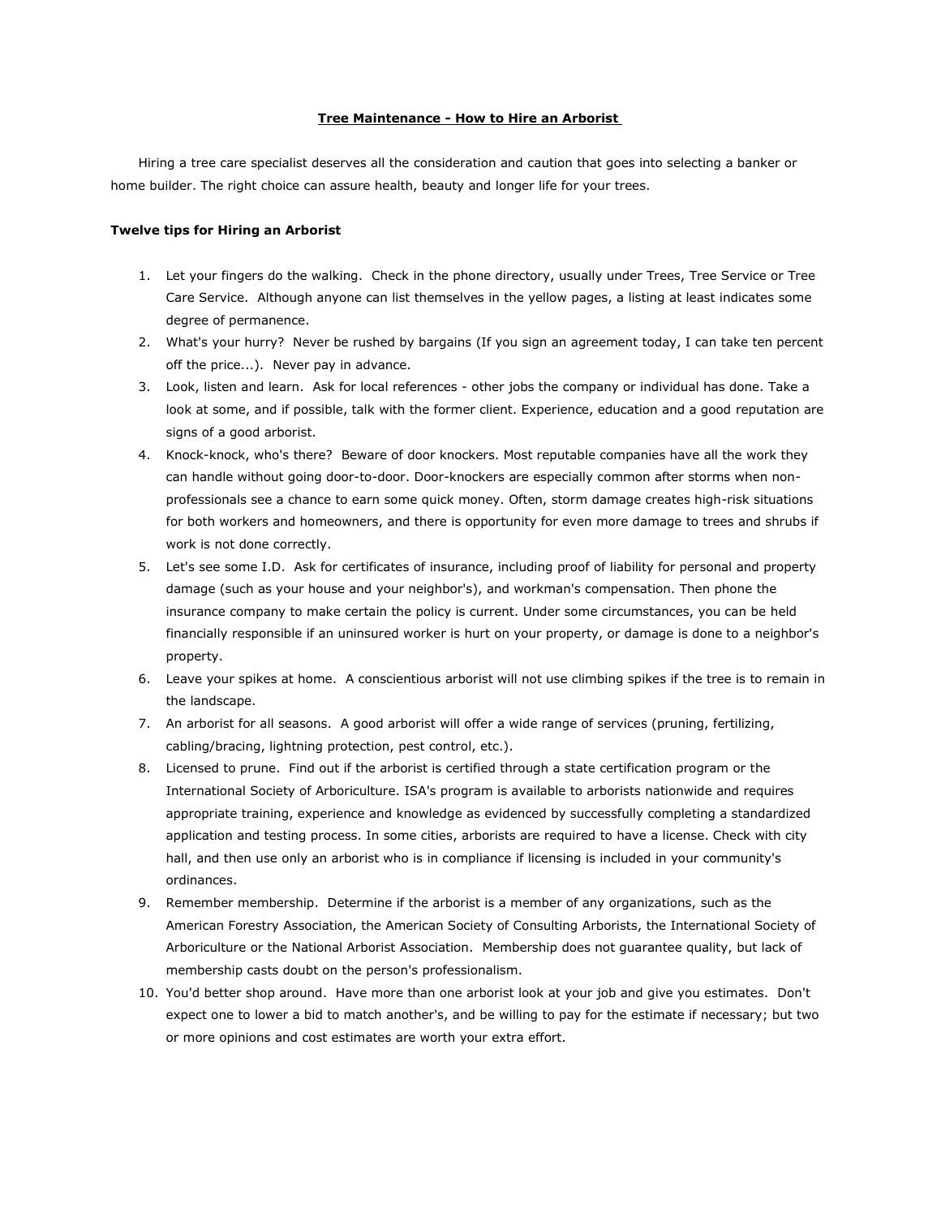# Tree Maintenance - How to Hire an Arborist

Hiring a tree care specialist deserves all the consideration and caution that goes into selecting a banker or home builder. The right choice can assure health, beauty and longer life for your trees.

**Twelve tips for Hiring an Arborist**

1. Let your fingers do the walking. Check in the phone directory, usually under Trees, Tree Service or Tree Care Service. Although anyone can list themselves in the yellow pages, a listing at least indicates some degree of permanence.
2. What's your hurry? Never be rushed by bargains (If you sign an agreement today, I can take ten percent off the price...). Never pay in advance.
3. Look, listen and learn. Ask for local references - other jobs the company or individual has done. Take a look at some, and if possible, talk with the former client. Experience, education and a good reputation are signs of a good arborist.
4. Knock-knock, who's there? Beware of door knockers. Most reputable companies have all the work they can handle without going door-to-door. Door-knockers are especially common after storms when non-professionals see a chance to earn some quick money. Often, storm damage creates high-risk situations for both workers and homeowners, and there is opportunity for even more damage to trees and shrubs if work is not done correctly.
5. Let's see some I.D. Ask for certificates of insurance, including proof of liability for personal and property damage (such as your house and your neighbor's), and workman's compensation. Then phone the insurance company to make certain the policy is current. Under some circumstances, you can be held financially responsible if an uninsured worker is hurt on your property, or damage is done to a neighbor's property.
6. Leave your spikes at home. A conscientious arborist will not use climbing spikes if the tree is to remain in the landscape.
7. An arborist for all seasons. A good arborist will offer a wide range of services (pruning, fertilizing, cabling/bracing, lightning protection, pest control, etc.).
8. Licensed to prune. Find out if the arborist is certified through a state certification program or the International Society of Arboriculture. ISA's program is available to arborists nationwide and requires appropriate training, experience and knowledge as evidenced by successfully completing a standardized application and testing process. In some cities, arborists are required to have a license. Check with city hall, and then use only an arborist who is in compliance if licensing is included in your community's ordinances.
9. Remember membership. Determine if the arborist is a member of any organizations, such as the American Forestry Association, the American Society of Consulting Arborists, the International Society of Arboriculture or the National Arborist Association. Membership does not guarantee quality, but lack of membership casts doubt on the person's professionalism.
10. You'd better shop around. Have more than one arborist look at your job and give you estimates. Don't expect one to lower a bid to match another's, and be willing to pay for the estimate if necessary; but two or more opinions and cost estimates are worth your extra effort.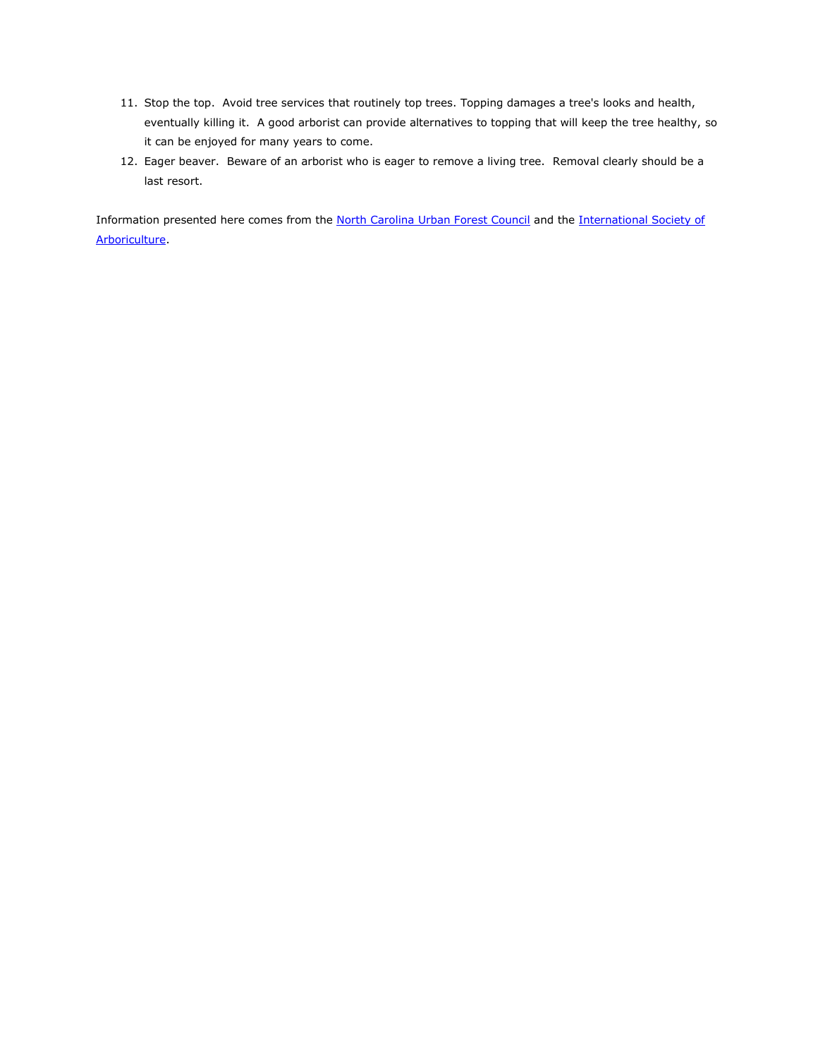11. Stop the top. Avoid tree services that routinely top trees. Topping damages a tree's looks and health, eventually killing it. A good arborist can provide alternatives to topping that will keep the tree healthy, so it can be enjoyed for many years to come.
12. Eager beaver. Beware of an arborist who is eager to remove a living tree. Removal clearly should be a last resort.

Information presented here comes from the North Carolina Urban Forest Council and the International Society of Arboriculture.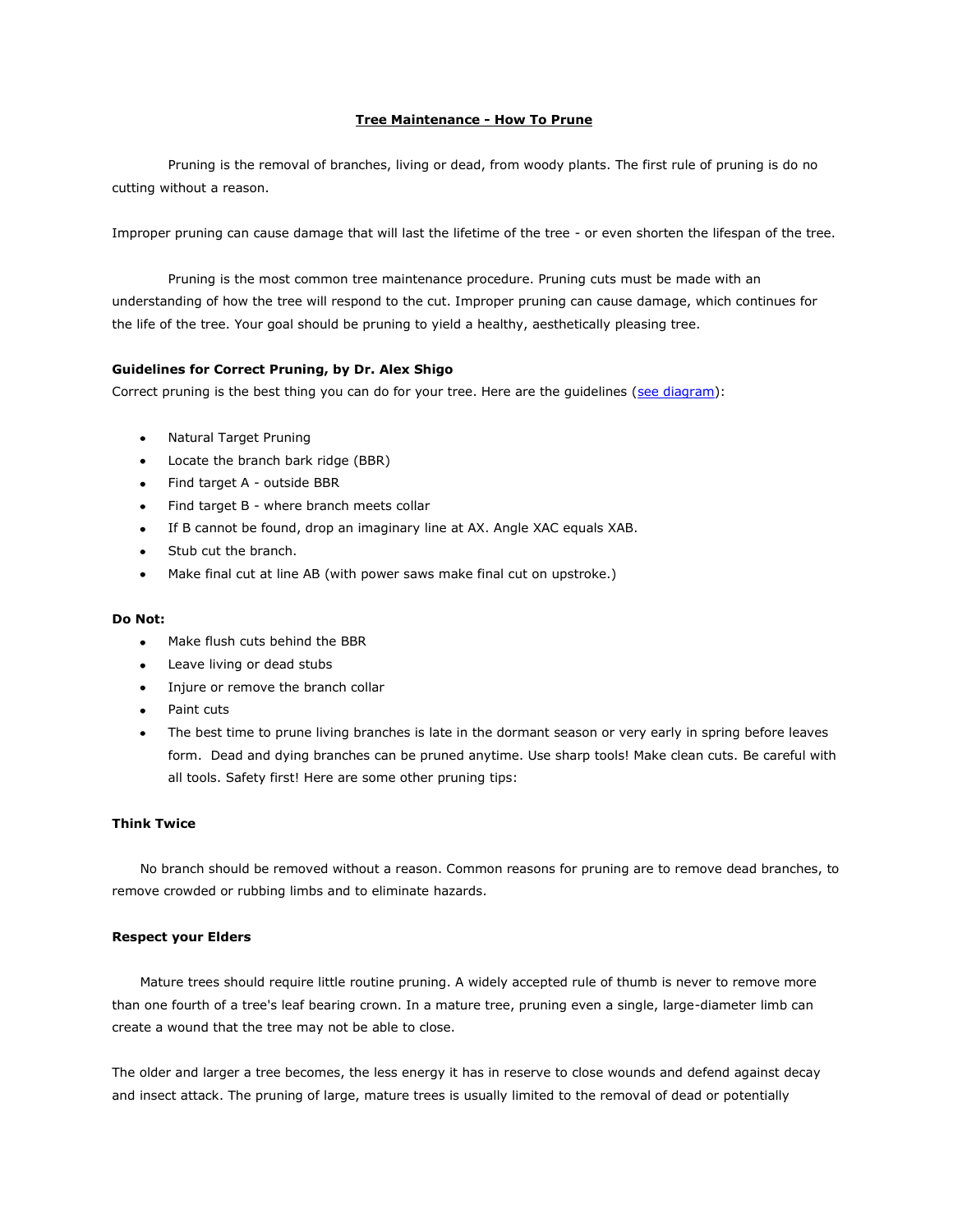# Tree Maintenance - How To Prune

Pruning is the removal of branches, living or dead, from woody plants. The first rule of pruning is do no cutting without a reason.

Improper pruning can cause damage that will last the lifetime of the tree - or even shorten the lifespan of the tree.

Pruning is the most common tree maintenance procedure. Pruning cuts must be made with an understanding of how the tree will respond to the cut. Improper pruning can cause damage, which continues for the life of the tree. Your goal should be pruning to yield a healthy, aesthetically pleasing tree.

**Guidelines for Correct Pruning, by Dr. Alex Shigo**

Correct pruning is the best thing you can do for your tree. Here are the guidelines (see diagram):

- Natural Target Pruning
- Locate the branch bark ridge (BBR)
- Find target A - outside BBR
- Find target B - where branch meets collar
- If B cannot be found, drop an imaginary line at AX. Angle XAC equals XAB.
- Stub cut the branch.
- Make final cut at line AB (with power saws make final cut on upstroke.)

**Do Not:**

- Make flush cuts behind the BBR
- Leave living or dead stubs
- Injure or remove the branch collar
- Paint cuts
- The best time to prune living branches is late in the dormant season or very early in spring before leaves form. Dead and dying branches can be pruned anytime. Use sharp tools! Make clean cuts. Be careful with all tools. Safety first! Here are some other pruning tips:

**Think Twice**

No branch should be removed without a reason. Common reasons for pruning are to remove dead branches, to remove crowded or rubbing limbs and to eliminate hazards.

**Respect your Elders**

Mature trees should require little routine pruning. A widely accepted rule of thumb is never to remove more than one fourth of a tree's leaf bearing crown. In a mature tree, pruning even a single, large-diameter limb can create a wound that the tree may not be able to close.

The older and larger a tree becomes, the less energy it has in reserve to close wounds and defend against decay and insect attack. The pruning of large, mature trees is usually limited to the removal of dead or potentially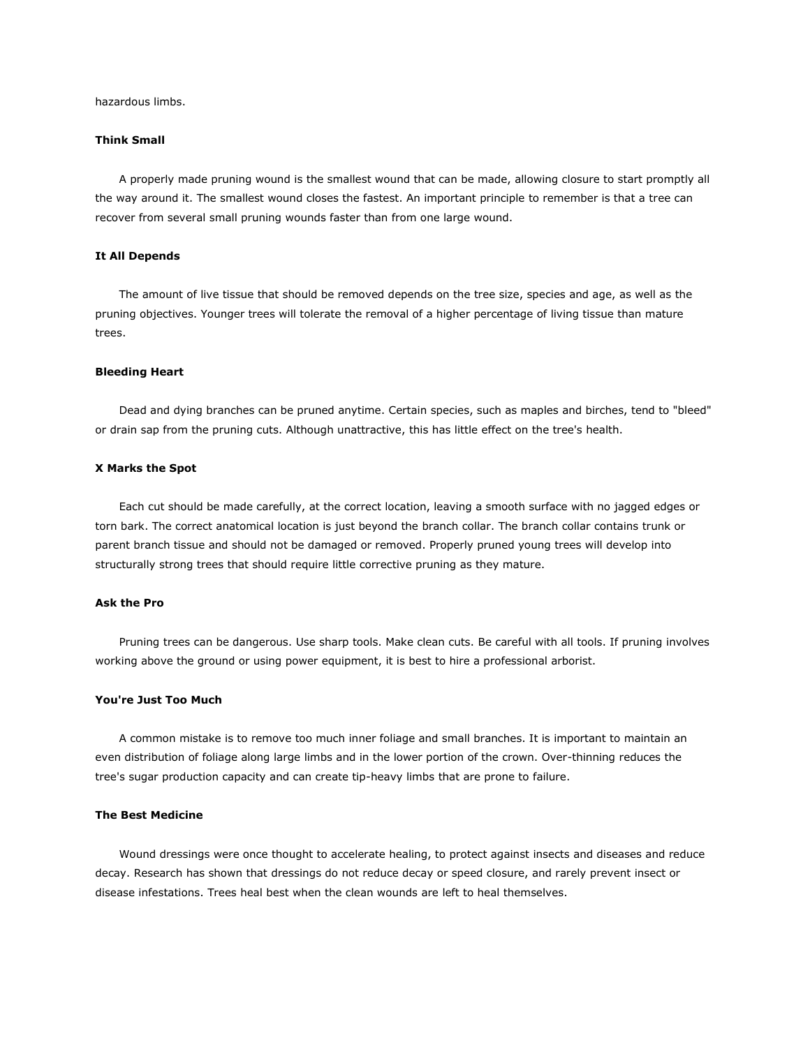hazardous limbs.

**Think Small**

A properly made pruning wound is the smallest wound that can be made, allowing closure to start promptly all the way around it. The smallest wound closes the fastest. An important principle to remember is that a tree can recover from several small pruning wounds faster than from one large wound.

**It All Depends**

The amount of live tissue that should be removed depends on the tree size, species and age, as well as the pruning objectives. Younger trees will tolerate the removal of a higher percentage of living tissue than mature trees.

**Bleeding Heart**

Dead and dying branches can be pruned anytime. Certain species, such as maples and birches, tend to "bleed" or drain sap from the pruning cuts. Although unattractive, this has little effect on the tree's health.

**X Marks the Spot**

Each cut should be made carefully, at the correct location, leaving a smooth surface with no jagged edges or torn bark. The correct anatomical location is just beyond the branch collar. The branch collar contains trunk or parent branch tissue and should not be damaged or removed. Properly pruned young trees will develop into structurally strong trees that should require little corrective pruning as they mature.

**Ask the Pro**

Pruning trees can be dangerous. Use sharp tools. Make clean cuts. Be careful with all tools. If pruning involves working above the ground or using power equipment, it is best to hire a professional arborist.

**You're Just Too Much**

A common mistake is to remove too much inner foliage and small branches. It is important to maintain an even distribution of foliage along large limbs and in the lower portion of the crown. Over-thinning reduces the tree's sugar production capacity and can create tip-heavy limbs that are prone to failure.

**The Best Medicine**

Wound dressings were once thought to accelerate healing, to protect against insects and diseases and reduce decay. Research has shown that dressings do not reduce decay or speed closure, and rarely prevent insect or disease infestations. Trees heal best when the clean wounds are left to heal themselves.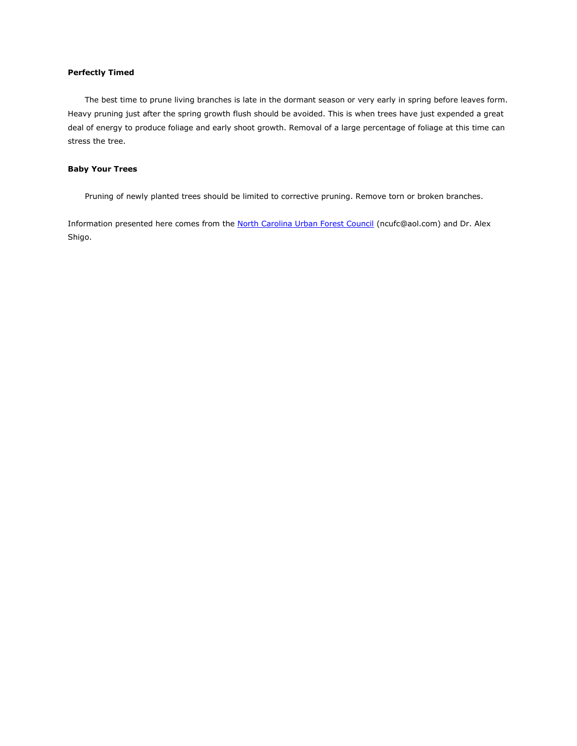**Perfectly Timed**

The best time to prune living branches is late in the dormant season or very early in spring before leaves form. Heavy pruning just after the spring growth flush should be avoided. This is when trees have just expended a great deal of energy to produce foliage and early shoot growth. Removal of a large percentage of foliage at this time can stress the tree.

**Baby Your Trees**

Pruning of newly planted trees should be limited to corrective pruning. Remove torn or broken branches.

Information presented here comes from the North Carolina Urban Forest Council (ncufc@aol.com) and Dr. Alex Shigo.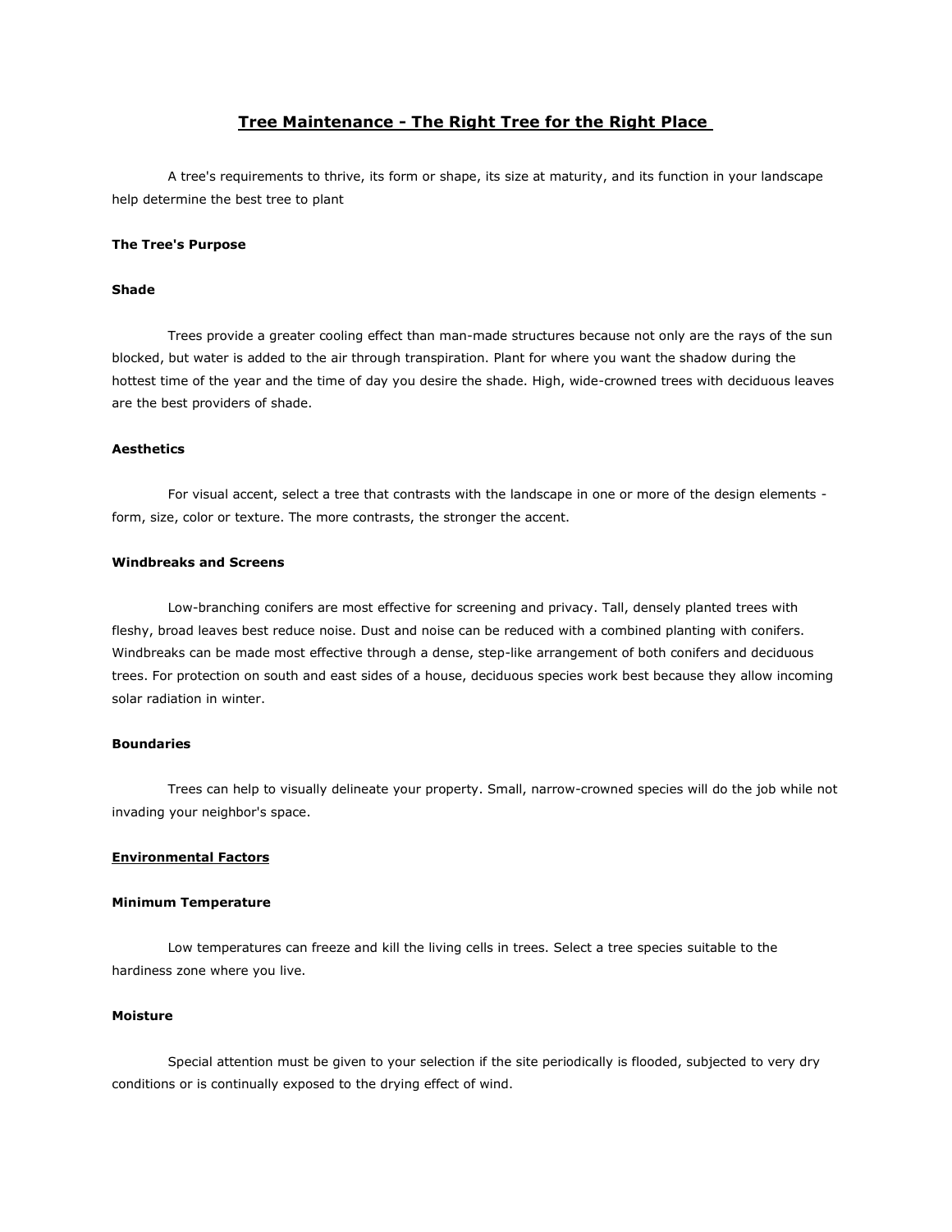# Tree Maintenance - The Right Tree for the Right Place

A tree's requirements to thrive, its form or shape, its size at maturity, and its function in your landscape help determine the best tree to plant

**The Tree's Purpose**

**Shade**

Trees provide a greater cooling effect than man-made structures because not only are the rays of the sun blocked, but water is added to the air through transpiration. Plant for where you want the shadow during the hottest time of the year and the time of day you desire the shade. High, wide-crowned trees with deciduous leaves are the best providers of shade.

**Aesthetics**

For visual accent, select a tree that contrasts with the landscape in one or more of the design elements - form, size, color or texture. The more contrasts, the stronger the accent.

**Windbreaks and Screens**

Low-branching conifers are most effective for screening and privacy. Tall, densely planted trees with fleshy, broad leaves best reduce noise. Dust and noise can be reduced with a combined planting with conifers. Windbreaks can be made most effective through a dense, step-like arrangement of both conifers and deciduous trees. For protection on south and east sides of a house, deciduous species work best because they allow incoming solar radiation in winter.

**Boundaries**

Trees can help to visually delineate your property. Small, narrow-crowned species will do the job while not invading your neighbor's space.

**Environmental Factors**

**Minimum Temperature**

Low temperatures can freeze and kill the living cells in trees. Select a tree species suitable to the hardiness zone where you live.

**Moisture**

Special attention must be given to your selection if the site periodically is flooded, subjected to very dry conditions or is continually exposed to the drying effect of wind.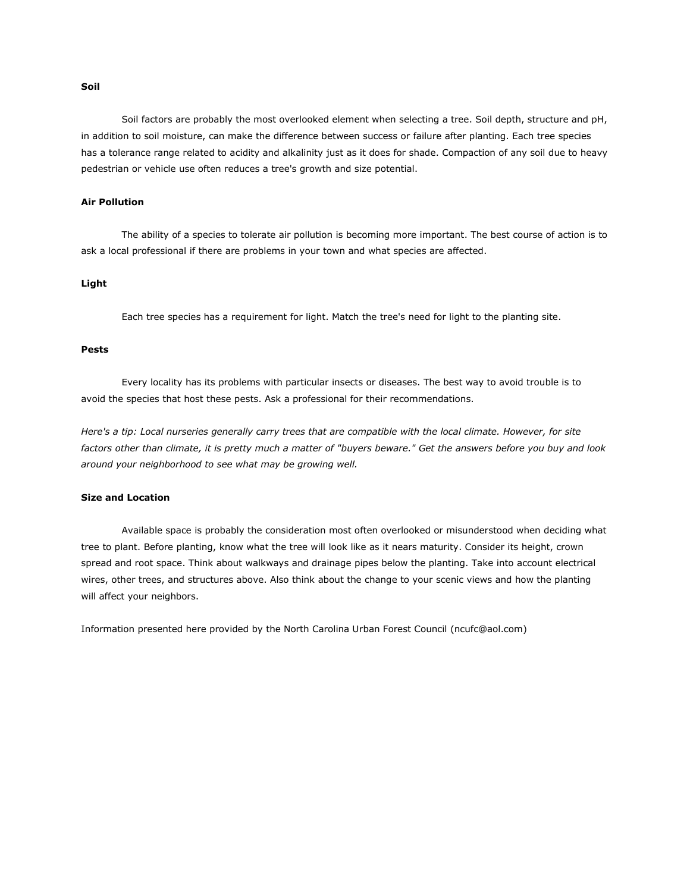**Soil**

Soil factors are probably the most overlooked element when selecting a tree. Soil depth, structure and pH, in addition to soil moisture, can make the difference between success or failure after planting. Each tree species has a tolerance range related to acidity and alkalinity just as it does for shade. Compaction of any soil due to heavy pedestrian or vehicle use often reduces a tree's growth and size potential.

**Air Pollution**

The ability of a species to tolerate air pollution is becoming more important. The best course of action is to ask a local professional if there are problems in your town and what species are affected.

**Light**

Each tree species has a requirement for light. Match the tree's need for light to the planting site.

**Pests**

Every locality has its problems with particular insects or diseases. The best way to avoid trouble is to avoid the species that host these pests. Ask a professional for their recommendations.

*Here's a tip: Local nurseries generally carry trees that are compatible with the local climate. However, for site factors other than climate, it is pretty much a matter of "buyers beware." Get the answers before you buy and look around your neighborhood to see what may be growing well.*

**Size and Location**

Available space is probably the consideration most often overlooked or misunderstood when deciding what tree to plant. Before planting, know what the tree will look like as it nears maturity. Consider its height, crown spread and root space. Think about walkways and drainage pipes below the planting. Take into account electrical wires, other trees, and structures above. Also think about the change to your scenic views and how the planting will affect your neighbors.

Information presented here provided by the North Carolina Urban Forest Council (ncufc@aol.com)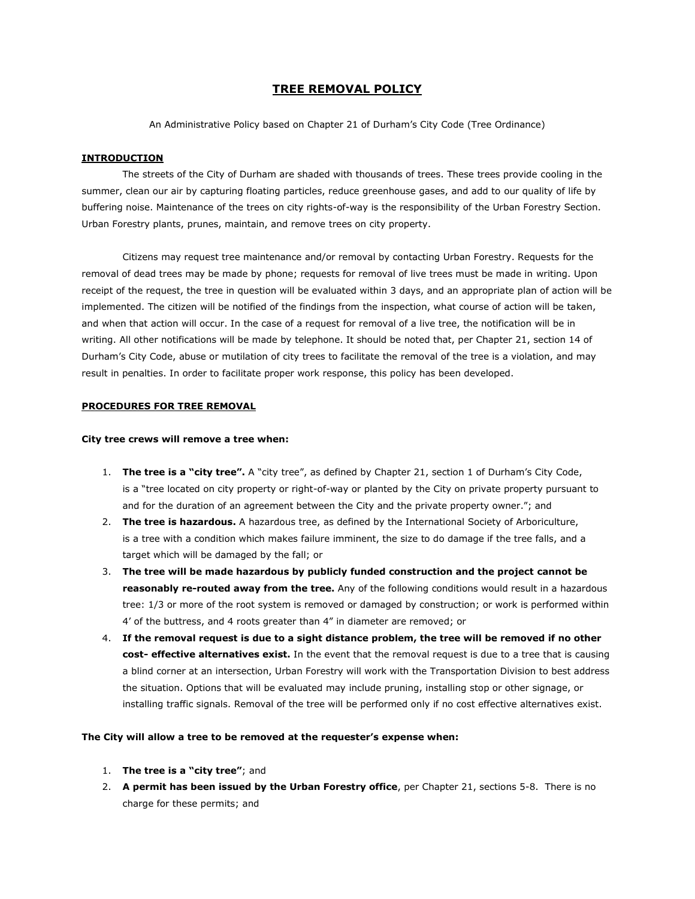# TREE REMOVAL POLICY

An Administrative Policy based on Chapter 21 of Durham's City Code (Tree Ordinance)

## INTRODUCTION

The streets of the City of Durham are shaded with thousands of trees. These trees provide cooling in the summer, clean our air by capturing floating particles, reduce greenhouse gases, and add to our quality of life by buffering noise. Maintenance of the trees on city rights-of-way is the responsibility of the Urban Forestry Section. Urban Forestry plants, prunes, maintain, and remove trees on city property.

Citizens may request tree maintenance and/or removal by contacting Urban Forestry. Requests for the removal of dead trees may be made by phone; requests for removal of live trees must be made in writing. Upon receipt of the request, the tree in question will be evaluated within 3 days, and an appropriate plan of action will be implemented. The citizen will be notified of the findings from the inspection, what course of action will be taken, and when that action will occur. In the case of a request for removal of a live tree, the notification will be in writing. All other notifications will be made by telephone. It should be noted that, per Chapter 21, section 14 of Durham's City Code, abuse or mutilation of city trees to facilitate the removal of the tree is a violation, and may result in penalties. In order to facilitate proper work response, this policy has been developed.

## PROCEDURES FOR TREE REMOVAL

**City tree crews will remove a tree when:**

1. **The tree is a "city tree".** A "city tree", as defined by Chapter 21, section 1 of Durham's City Code, is a "tree located on city property or right-of-way or planted by the City on private property pursuant to and for the duration of an agreement between the City and the private property owner."; and
2. **The tree is hazardous.** A hazardous tree, as defined by the International Society of Arboriculture, is a tree with a condition which makes failure imminent, the size to do damage if the tree falls, and a target which will be damaged by the fall; or
3. **The tree will be made hazardous by publicly funded construction and the project cannot be reasonably re-routed away from the tree.** Any of the following conditions would result in a hazardous tree: 1/3 or more of the root system is removed or damaged by construction; or work is performed within 4' of the buttress, and 4 roots greater than 4" in diameter are removed; or
4. **If the removal request is due to a sight distance problem, the tree will be removed if no other cost- effective alternatives exist.** In the event that the removal request is due to a tree that is causing a blind corner at an intersection, Urban Forestry will work with the Transportation Division to best address the situation. Options that will be evaluated may include pruning, installing stop or other signage, or installing traffic signals. Removal of the tree will be performed only if no cost effective alternatives exist.

**The City will allow a tree to be removed at the requester's expense when:**

1. **The tree is a "city tree"**; and
2. **A permit has been issued by the Urban Forestry office**, per Chapter 21, sections 5-8. There is no charge for these permits; and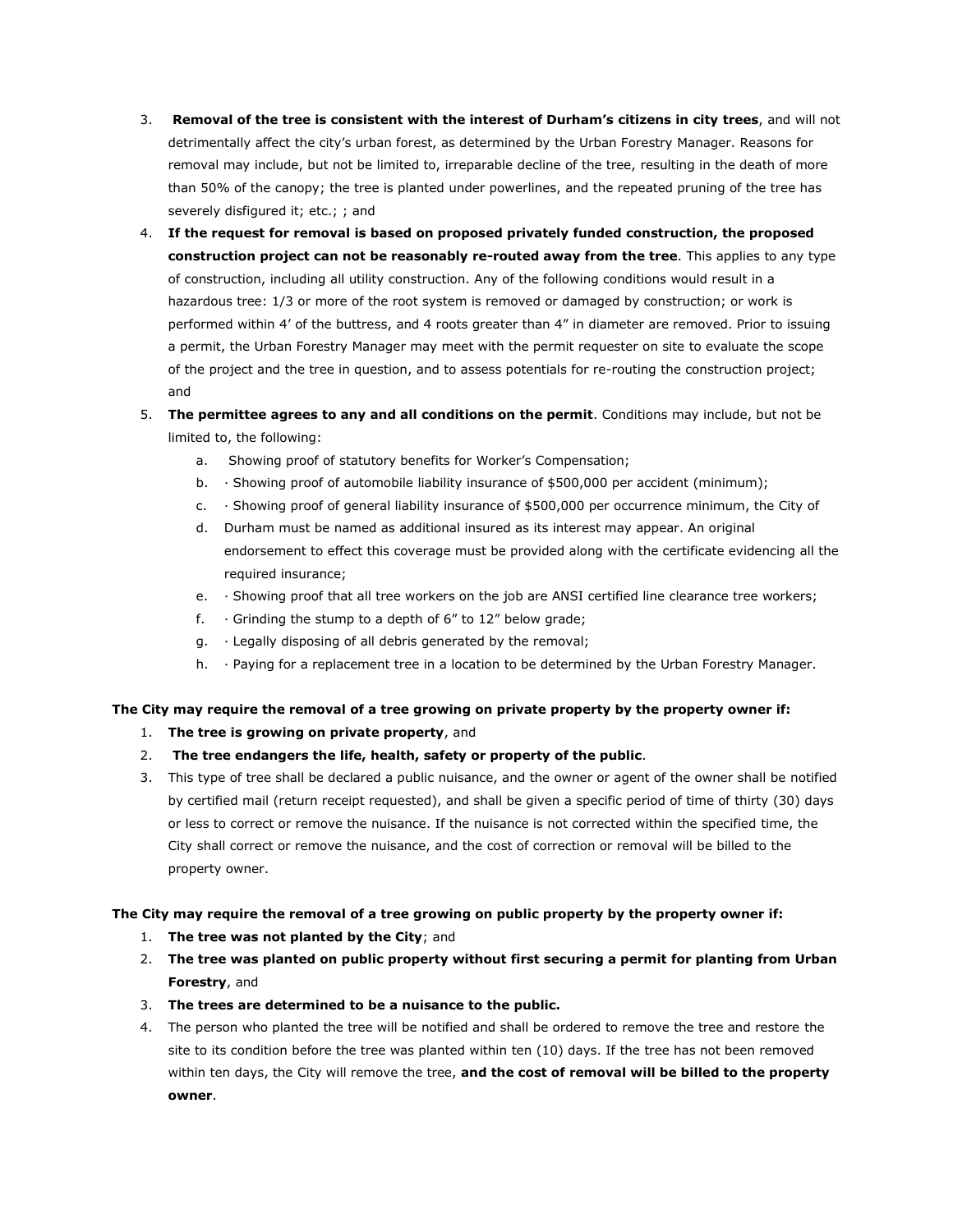3. **Removal of the tree is consistent with the interest of Durham's citizens in city trees**, and will not detrimentally affect the city's urban forest, as determined by the Urban Forestry Manager. Reasons for removal may include, but not be limited to, irreparable decline of the tree, resulting in the death of more than 50% of the canopy; the tree is planted under powerlines, and the repeated pruning of the tree has severely disfigured it; etc.; ; and
4. **If the request for removal is based on proposed privately funded construction, the proposed construction project can not be reasonably re-routed away from the tree**. This applies to any type of construction, including all utility construction. Any of the following conditions would result in a hazardous tree: 1/3 or more of the root system is removed or damaged by construction; or work is performed within 4' of the buttress, and 4 roots greater than 4" in diameter are removed. Prior to issuing a permit, the Urban Forestry Manager may meet with the permit requester on site to evaluate the scope of the project and the tree in question, and to assess potentials for re-routing the construction project; and
5. **The permittee agrees to any and all conditions on the permit**. Conditions may include, but not be limited to, the following:
   a. Showing proof of statutory benefits for Worker's Compensation;
   b. · Showing proof of automobile liability insurance of $500,000 per accident (minimum);
   c. · Showing proof of general liability insurance of $500,000 per occurrence minimum, the City of
   d. Durham must be named as additional insured as its interest may appear. An original endorsement to effect this coverage must be provided along with the certificate evidencing all the required insurance;
   e. · Showing proof that all tree workers on the job are ANSI certified line clearance tree workers;
   f. · Grinding the stump to a depth of 6" to 12" below grade;
   g. · Legally disposing of all debris generated by the removal;
   h. · Paying for a replacement tree in a location to be determined by the Urban Forestry Manager.

**The City may require the removal of a tree growing on private property by the property owner if:**

1. **The tree is growing on private property**, and
2. **The tree endangers the life, health, safety or property of the public**.
3. This type of tree shall be declared a public nuisance, and the owner or agent of the owner shall be notified by certified mail (return receipt requested), and shall be given a specific period of time of thirty (30) days or less to correct or remove the nuisance. If the nuisance is not corrected within the specified time, the City shall correct or remove the nuisance, and the cost of correction or removal will be billed to the property owner.

**The City may require the removal of a tree growing on public property by the property owner if:**

1. **The tree was not planted by the City**; and
2. **The tree was planted on public property without first securing a permit for planting from Urban Forestry**, and
3. **The trees are determined to be a nuisance to the public.**
4. The person who planted the tree will be notified and shall be ordered to remove the tree and restore the site to its condition before the tree was planted within ten (10) days. If the tree has not been removed within ten days, the City will remove the tree, **and the cost of removal will be billed to the property owner**.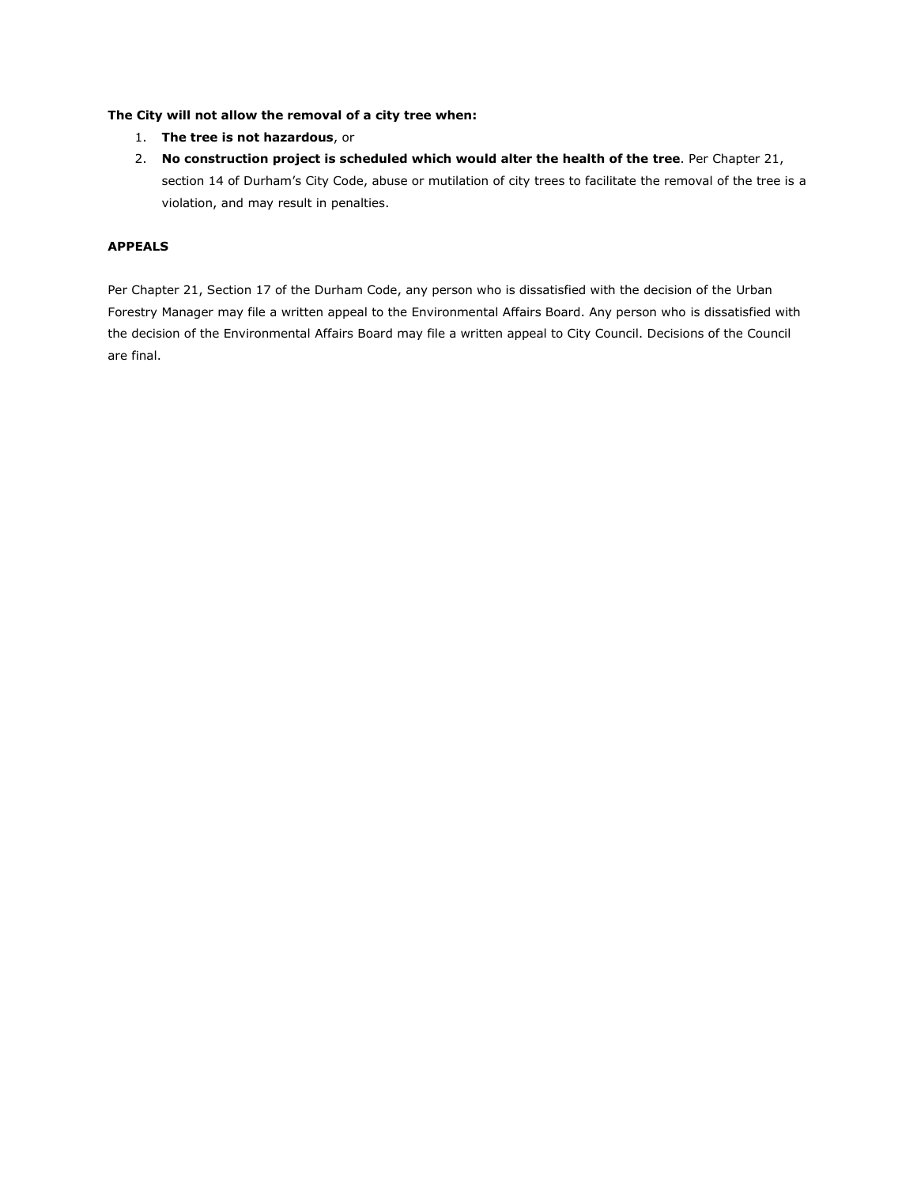**The City will not allow the removal of a city tree when:**

1. **The tree is not hazardous**, or
2. **No construction project is scheduled which would alter the health of the tree**. Per Chapter 21, section 14 of Durham's City Code, abuse or mutilation of city trees to facilitate the removal of the tree is a violation, and may result in penalties.

**APPEALS**

Per Chapter 21, Section 17 of the Durham Code, any person who is dissatisfied with the decision of the Urban Forestry Manager may file a written appeal to the Environmental Affairs Board. Any person who is dissatisfied with the decision of the Environmental Affairs Board may file a written appeal to City Council. Decisions of the Council are final.